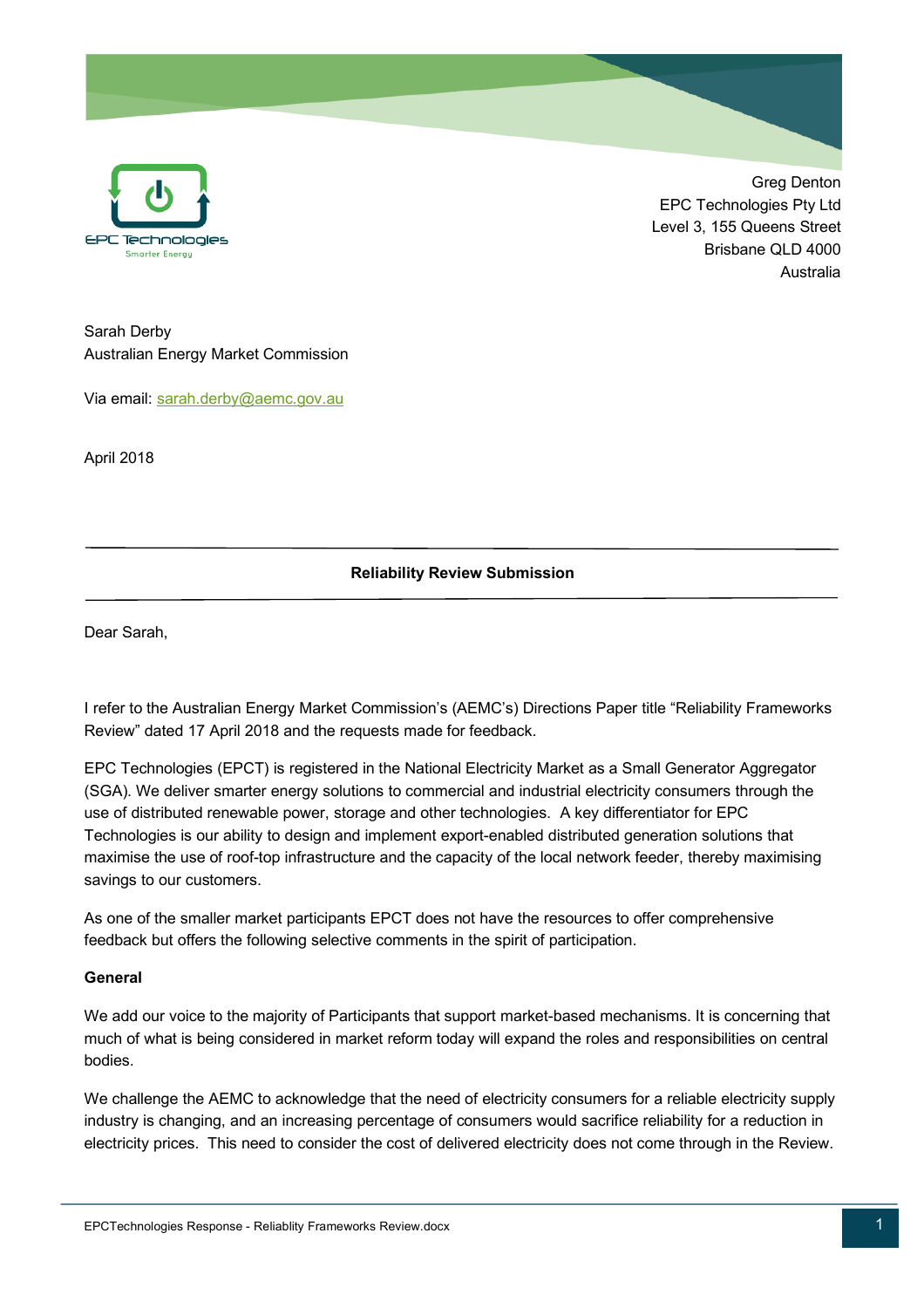Greg Denton
EPC Technologies Pty Ltd
Level 3, 155 Queens Street
Brisbane QLD 4000
Australia

Sarah Derby
Australian Energy Market Commission

Via email: sarah.derby@aemc.gov.au

April 2018

**Reliability Review Submission**

Dear Sarah,

I refer to the Australian Energy Market Commission's (AEMC's) Directions Paper title "Reliability Frameworks Review" dated 17 April 2018 and the requests made for feedback.

EPC Technologies (EPCT) is registered in the National Electricity Market as a Small Generator Aggregator (SGA). We deliver smarter energy solutions to commercial and industrial electricity consumers through the use of distributed renewable power, storage and other technologies. A key differentiator for EPC Technologies is our ability to design and implement export-enabled distributed generation solutions that maximise the use of roof-top infrastructure and the capacity of the local network feeder, thereby maximising savings to our customers.

As one of the smaller market participants EPCT does not have the resources to offer comprehensive feedback but offers the following selective comments in the spirit of participation.

**General**

We add our voice to the majority of Participants that support market-based mechanisms. It is concerning that much of what is being considered in market reform today will expand the roles and responsibilities on central bodies.

We challenge the AEMC to acknowledge that the need of electricity consumers for a reliable electricity supply industry is changing, and an increasing percentage of consumers would sacrifice reliability for a reduction in electricity prices. This need to consider the cost of delivered electricity does not come through in the Review.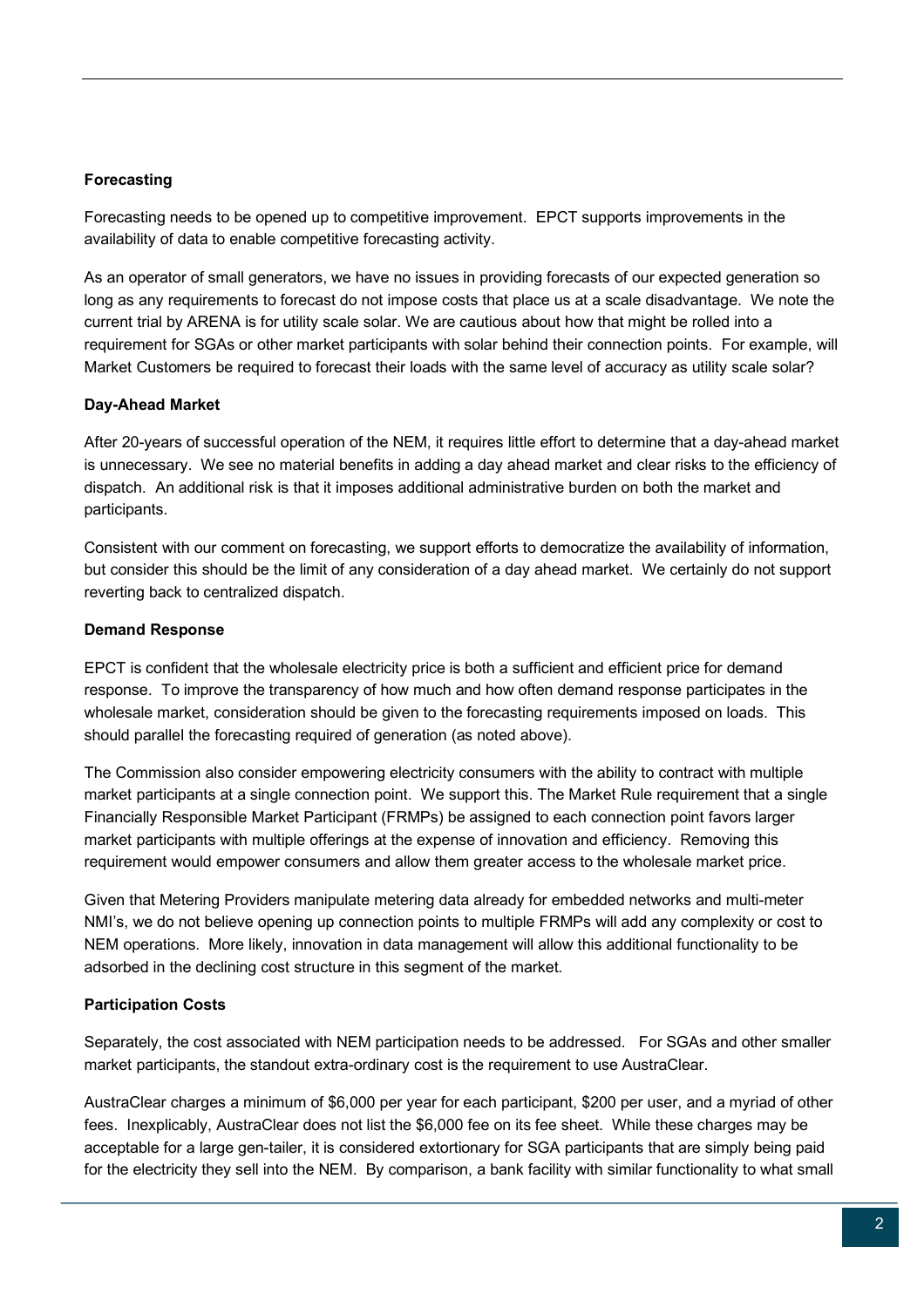**Forecasting**

Forecasting needs to be opened up to competitive improvement. EPCT supports improvements in the availability of data to enable competitive forecasting activity.

As an operator of small generators, we have no issues in providing forecasts of our expected generation so long as any requirements to forecast do not impose costs that place us at a scale disadvantage. We note the current trial by ARENA is for utility scale solar. We are cautious about how that might be rolled into a requirement for SGAs or other market participants with solar behind their connection points. For example, will Market Customers be required to forecast their loads with the same level of accuracy as utility scale solar?

**Day-Ahead Market**

After 20-years of successful operation of the NEM, it requires little effort to determine that a day-ahead market is unnecessary. We see no material benefits in adding a day ahead market and clear risks to the efficiency of dispatch. An additional risk is that it imposes additional administrative burden on both the market and participants.

Consistent with our comment on forecasting, we support efforts to democratize the availability of information, but consider this should be the limit of any consideration of a day ahead market. We certainly do not support reverting back to centralized dispatch.

**Demand Response**

EPCT is confident that the wholesale electricity price is both a sufficient and efficient price for demand response. To improve the transparency of how much and how often demand response participates in the wholesale market, consideration should be given to the forecasting requirements imposed on loads. This should parallel the forecasting required of generation (as noted above).

The Commission also consider empowering electricity consumers with the ability to contract with multiple market participants at a single connection point. We support this. The Market Rule requirement that a single Financially Responsible Market Participant (FRMPs) be assigned to each connection point favors larger market participants with multiple offerings at the expense of innovation and efficiency. Removing this requirement would empower consumers and allow them greater access to the wholesale market price.

Given that Metering Providers manipulate metering data already for embedded networks and multi-meter NMI's, we do not believe opening up connection points to multiple FRMPs will add any complexity or cost to NEM operations. More likely, innovation in data management will allow this additional functionality to be adsorbed in the declining cost structure in this segment of the market.

**Participation Costs**

Separately, the cost associated with NEM participation needs to be addressed. For SGAs and other smaller market participants, the standout extra-ordinary cost is the requirement to use AustraClear.

AustraClear charges a minimum of $6,000 per year for each participant, $200 per user, and a myriad of other fees. Inexplicably, AustraClear does not list the $6,000 fee on its fee sheet. While these charges may be acceptable for a large gen-tailer, it is considered extortionary for SGA participants that are simply being paid for the electricity they sell into the NEM. By comparison, a bank facility with similar functionality to what small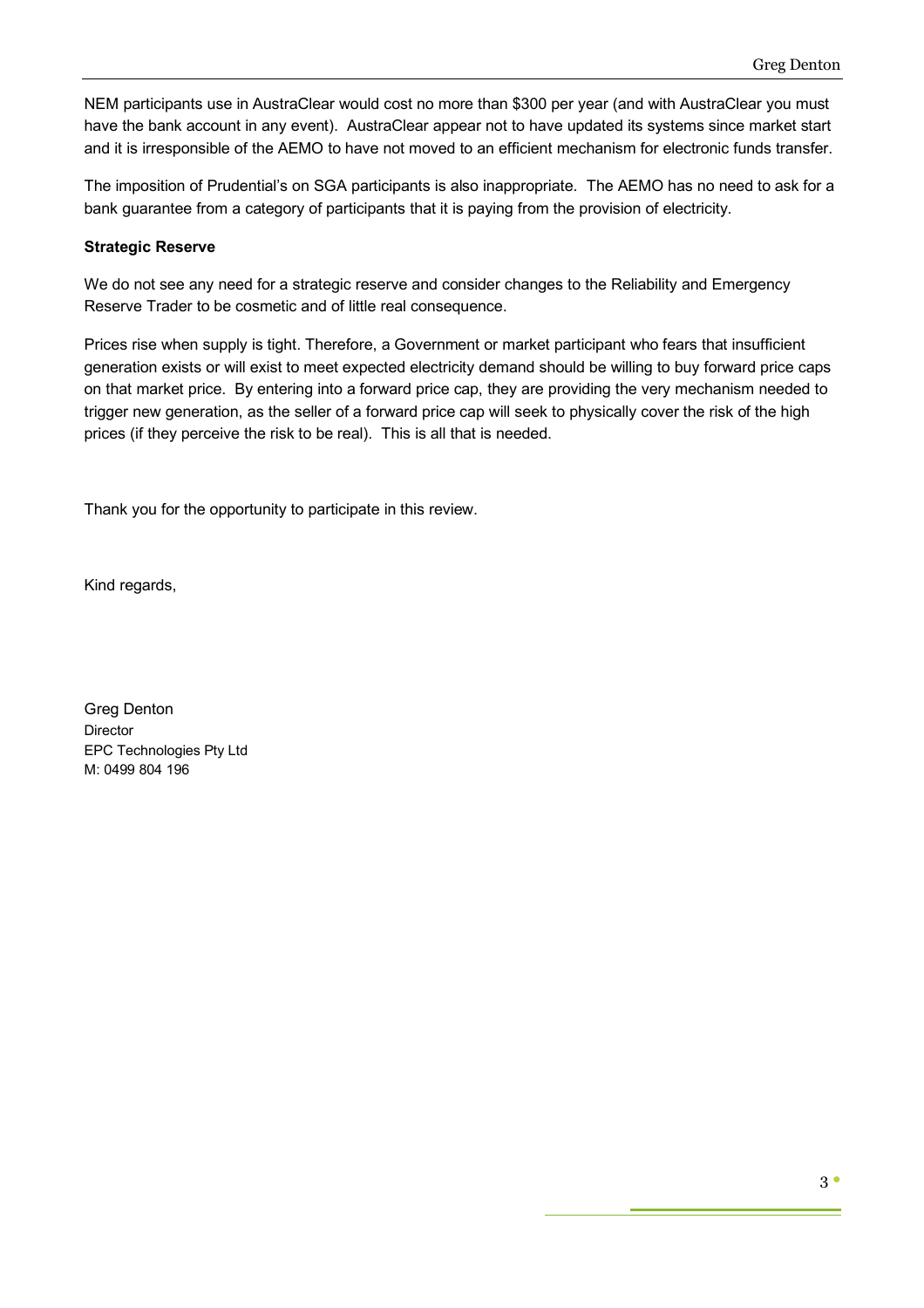NEM participants use in AustraClear would cost no more than $300 per year (and with AustraClear you must have the bank account in any event). AustraClear appear not to have updated its systems since market start and it is irresponsible of the AEMO to have not moved to an efficient mechanism for electronic funds transfer.

The imposition of Prudential's on SGA participants is also inappropriate. The AEMO has no need to ask for a bank guarantee from a category of participants that it is paying from the provision of electricity.

**Strategic Reserve**

We do not see any need for a strategic reserve and consider changes to the Reliability and Emergency Reserve Trader to be cosmetic and of little real consequence.

Prices rise when supply is tight. Therefore, a Government or market participant who fears that insufficient generation exists or will exist to meet expected electricity demand should be willing to buy forward price caps on that market price. By entering into a forward price cap, they are providing the very mechanism needed to trigger new generation, as the seller of a forward price cap will seek to physically cover the risk of the high prices (if they perceive the risk to be real). This is all that is needed.

Thank you for the opportunity to participate in this review.

Kind regards,

Greg Denton
Director
EPC Technologies Pty Ltd
M: 0499 804 196